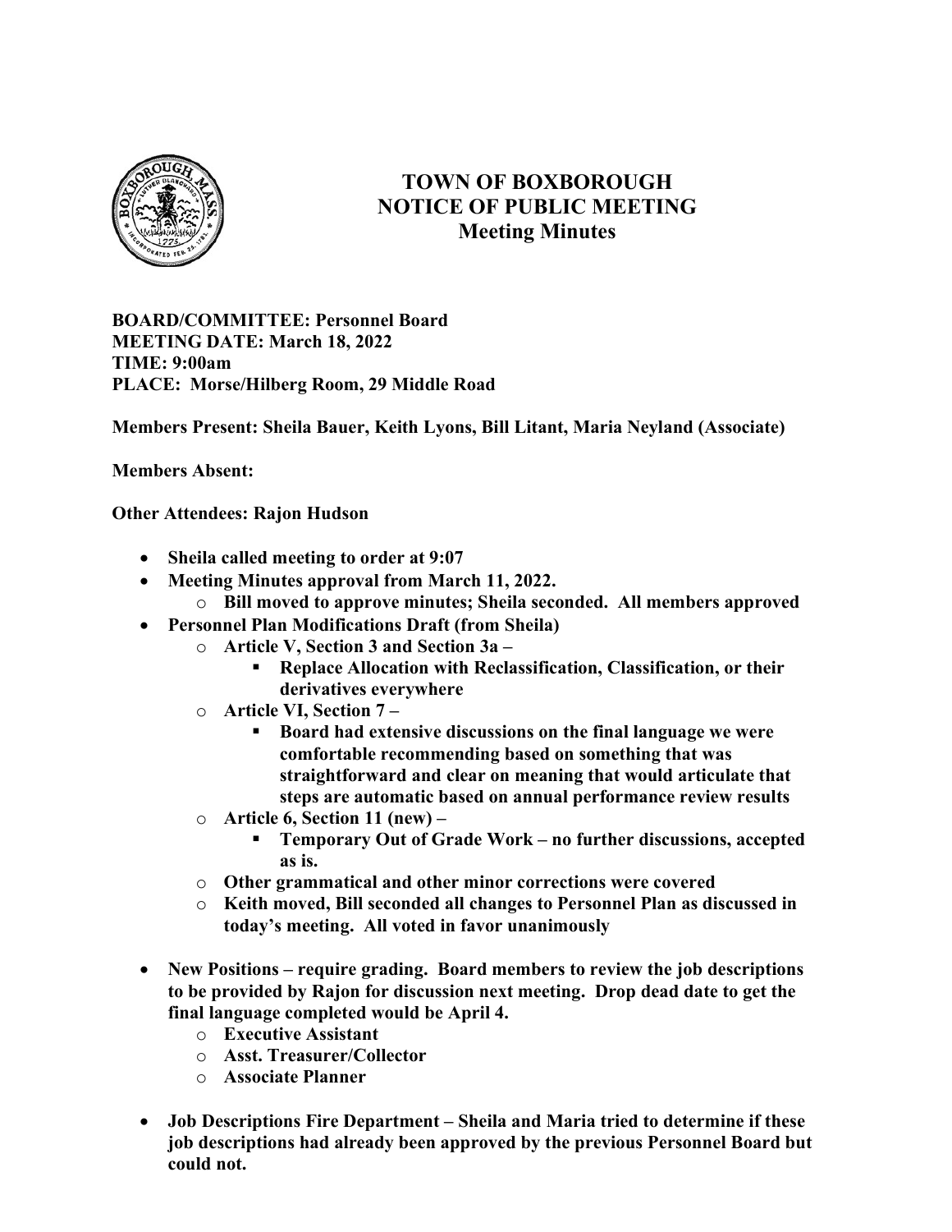# TOWN OF BOXBOROUGH
## NOTICE OF PUBLIC MEETING
## Meeting Minutes

**BOARD/COMMITTEE: Personnel Board**
**MEETING DATE: March 18, 2022**
**TIME: 9:00am**
**PLACE: Morse/Hilberg Room, 29 Middle Road**

**Members Present: Sheila Bauer, Keith Lyons, Bill Litant, Maria Neyland (Associate)**

**Members Absent:**

**Other Attendees: Rajon Hudson**

- **Sheila called meeting to order at 9:07**
- **Meeting Minutes approval from March 11, 2022.**
  - **Bill moved to approve minutes; Sheila seconded. All members approved**
- **Personnel Plan Modifications Draft (from Sheila)**
  - **Article V, Section 3 and Section 3a –**
    - **Replace Allocation with Reclassification, Classification, or their derivatives everywhere**
  - **Article VI, Section 7 –**
    - **Board had extensive discussions on the final language we were comfortable recommending based on something that was straightforward and clear on meaning that would articulate that steps are automatic based on annual performance review results**
  - **Article 6, Section 11 (new) –**
    - **Temporary Out of Grade Work – no further discussions, accepted as is.**
  - **Other grammatical and other minor corrections were covered**
  - **Keith moved, Bill seconded all changes to Personnel Plan as discussed in today's meeting. All voted in favor unanimously**

- **New Positions – require grading. Board members to review the job descriptions to be provided by Rajon for discussion next meeting. Drop dead date to get the final language completed would be April 4.**
  - **Executive Assistant**
  - **Asst. Treasurer/Collector**
  - **Associate Planner**

- **Job Descriptions Fire Department – Sheila and Maria tried to determine if these job descriptions had already been approved by the previous Personnel Board but could not.**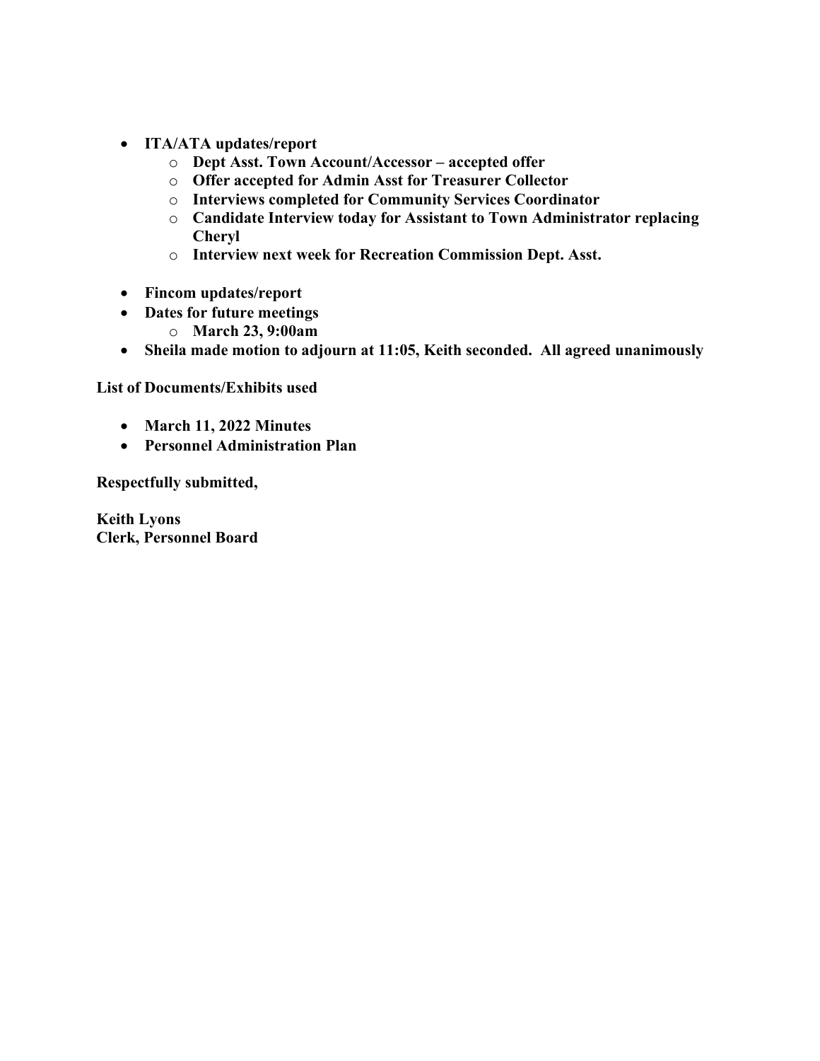- **ITA/ATA updates/report**
  - **Dept Asst. Town Account/Accessor – accepted offer**
  - **Offer accepted for Admin Asst for Treasurer Collector**
  - **Interviews completed for Community Services Coordinator**
  - **Candidate Interview today for Assistant to Town Administrator replacing Cheryl**
  - **Interview next week for Recreation Commission Dept. Asst.**

- **Fincom updates/report**
- **Dates for future meetings**
  - **March 23, 9:00am**
- **Sheila made motion to adjourn at 11:05, Keith seconded. All agreed unanimously**

**List of Documents/Exhibits used**

- **March 11, 2022 Minutes**
- **Personnel Administration Plan**

**Respectfully submitted,**

**Keith Lyons**
**Clerk, Personnel Board**